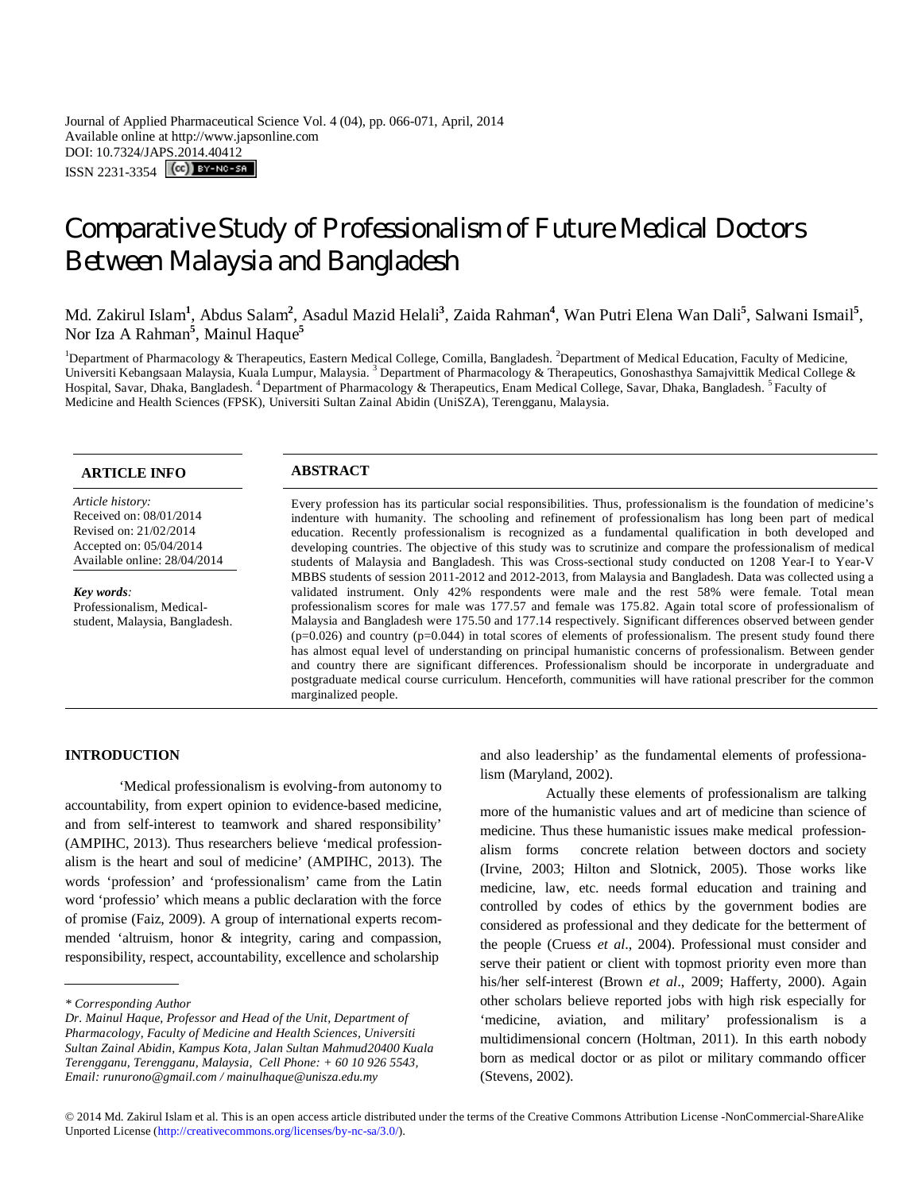Journal of Applied Pharmaceutical Science Vol. 4 (04), pp. 066-071, April, 2014
Available online at http://www.japsonline.com
DOI: 10.7324/JAPS.2014.40412
ISSN 2231-3354

# Comparative Study of Professionalism of Future Medical Doctors Between Malaysia and Bangladesh

Md. Zakirul Islam[1], Abdus Salam[2], Asadul Mazid Helali[3], Zaida Rahman[4], Wan Putri Elena Wan Dali[5], Salwani Ismail[5], Nor Iza A Rahman[5], Mainul Haque[5]

[1]Department of Pharmacology & Therapeutics, Eastern Medical College, Comilla, Bangladesh. [2]Department of Medical Education, Faculty of Medicine, Universiti Kebangsaan Malaysia, Kuala Lumpur, Malaysia. [3] Department of Pharmacology & Therapeutics, Gonoshasthya Samajvittik Medical College & Hospital, Savar, Dhaka, Bangladesh. [4] Department of Pharmacology & Therapeutics, Enam Medical College, Savar, Dhaka, Bangladesh. [5] Faculty of Medicine and Health Sciences (FPSK), Universiti Sultan Zainal Abidin (UniSZA), Terengganu, Malaysia.

## ARTICLE INFO

*Article history:*
Received on: 08/01/2014
Revised on: 21/02/2014
Accepted on: 05/04/2014
Available online: 28/04/2014

***Key words:***
Professionalism, Medical-student, Malaysia, Bangladesh.

## ABSTRACT

Every profession has its particular social responsibilities. Thus, professionalism is the foundation of medicine's indenture with humanity. The schooling and refinement of professionalism has long been part of medical education. Recently professionalism is recognized as a fundamental qualification in both developed and developing countries. The objective of this study was to scrutinize and compare the professionalism of medical students of Malaysia and Bangladesh. This was Cross-sectional study conducted on 1208 Year-I to Year-V MBBS students of session 2011-2012 and 2012-2013, from Malaysia and Bangladesh. Data was collected using a validated instrument. Only 42% respondents were male and the rest 58% were female. Total mean professionalism scores for male was 177.57 and female was 175.82. Again total score of professionalism of Malaysia and Bangladesh were 175.50 and 177.14 respectively. Significant differences observed between gender ($p=0.026$) and country ($p=0.044$) in total scores of elements of professionalism. The present study found there has almost equal level of understanding on principal humanistic concerns of professionalism. Between gender and country there are significant differences. Professionalism should be incorporate in undergraduate and postgraduate medical course curriculum. Henceforth, communities will have rational prescriber for the common marginalized people.

## INTRODUCTION

'Medical professionalism is evolving-from autonomy to accountability, from expert opinion to evidence-based medicine, and from self-interest to teamwork and shared responsibility' (AMPIHC, 2013). Thus researchers believe 'medical professionalism is the heart and soul of medicine' (AMPIHC, 2013). The words 'profession' and 'professionalism' came from the Latin word 'professio' which means a public declaration with the force of promise (Faiz, 2009). A group of international experts recommended 'altruism, honor & integrity, caring and compassion, responsibility, respect, accountability, excellence and scholarship and also leadership' as the fundamental elements of professionalism (Maryland, 2002).

Actually these elements of professionalism are talking more of the humanistic values and art of medicine than science of medicine. Thus these humanistic issues make medical professionalism forms concrete relation between doctors and society (Irvine, 2003; Hilton and Slotnick, 2005). Those works like medicine, law, etc. needs formal education and training and controlled by codes of ethics by the government bodies are considered as professional and they dedicate for the betterment of the people (Cruess *et al*., 2004). Professional must consider and serve their patient or client with topmost priority even more than his/her self-interest (Brown *et al*., 2009; Hafferty, 2000). Again other scholars believe reported jobs with high risk especially for 'medicine, aviation, and military' professionalism is a multidimensional concern (Holtman, 2011). In this earth nobody born as medical doctor or as pilot or military commando officer (Stevens, 2002).

---

*\* Corresponding Author*
*Dr. Mainul Haque, Professor and Head of the Unit, Department of Pharmacology, Faculty of Medicine and Health Sciences, Universiti Sultan Zainal Abidin, Kampus Kota, Jalan Sultan Mahmud20400 Kuala Terengganu, Terengganu, Malaysia, Cell Phone: + 60 10 926 5543, Email: runurono@gmail.com / mainulhaque@unisza.edu.my*

© 2014 Md. Zakirul Islam et al. This is an open access article distributed under the terms of the Creative Commons Attribution License -NonCommercial-ShareAlike Unported License (http://creativecommons.org/licenses/by-nc-sa/3.0/).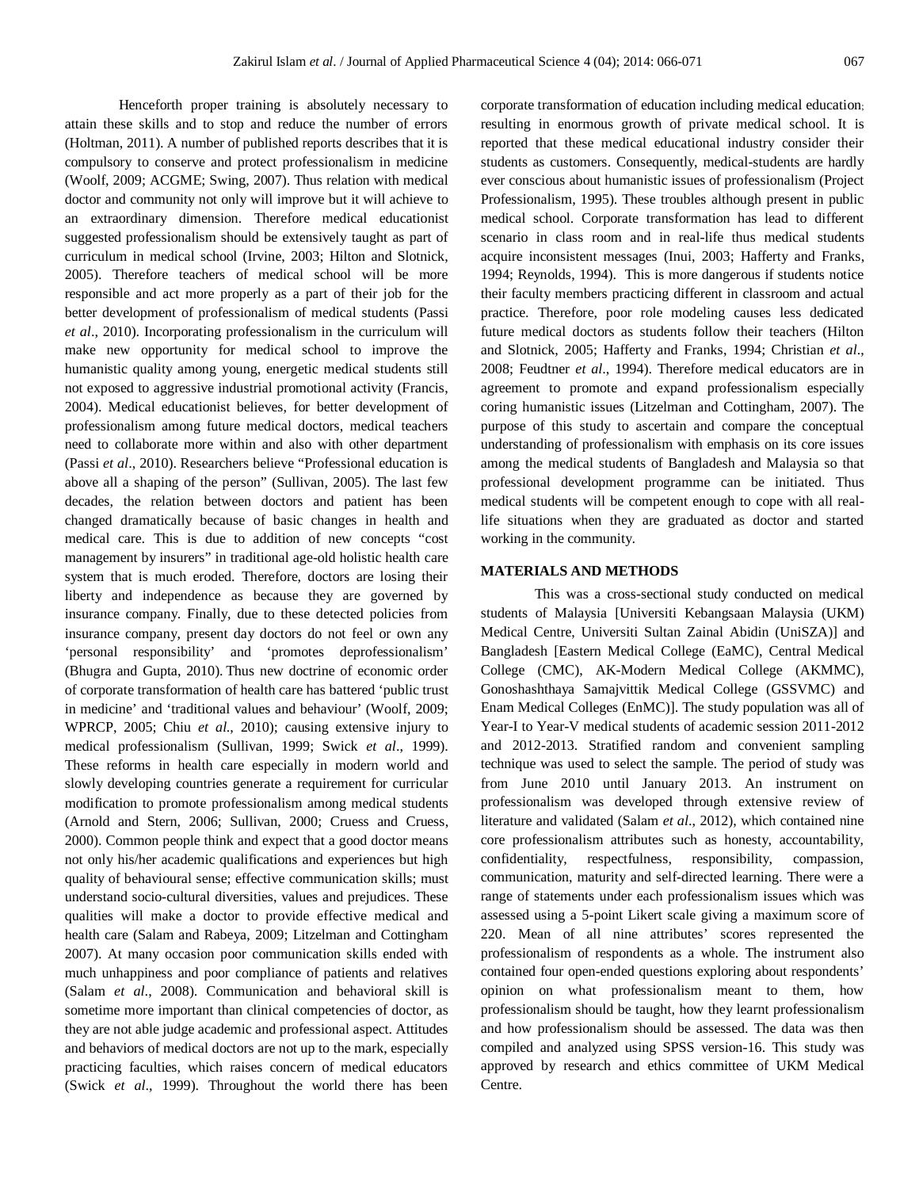Henceforth proper training is absolutely necessary to attain these skills and to stop and reduce the number of errors (Holtman, 2011). A number of published reports describes that it is compulsory to conserve and protect professionalism in medicine (Woolf, 2009; ACGME; Swing, 2007). Thus relation with medical doctor and community not only will improve but it will achieve to an extraordinary dimension. Therefore medical educationist suggested professionalism should be extensively taught as part of curriculum in medical school (Irvine, 2003; Hilton and Slotnick, 2005). Therefore teachers of medical school will be more responsible and act more properly as a part of their job for the better development of professionalism of medical students (Passi *et al*., 2010). Incorporating professionalism in the curriculum will make new opportunity for medical school to improve the humanistic quality among young, energetic medical students still not exposed to aggressive industrial promotional activity (Francis, 2004). Medical educationist believes, for better development of professionalism among future medical doctors, medical teachers need to collaborate more within and also with other department (Passi *et al*., 2010). Researchers believe "Professional education is above all a shaping of the person" (Sullivan, 2005). The last few decades, the relation between doctors and patient has been changed dramatically because of basic changes in health and medical care. This is due to addition of new concepts "cost management by insurers" in traditional age-old holistic health care system that is much eroded. Therefore, doctors are losing their liberty and independence as because they are governed by insurance company. Finally, due to these detected policies from insurance company, present day doctors do not feel or own any 'personal responsibility' and 'promotes deprofessionalism' (Bhugra and Gupta, 2010). Thus new doctrine of economic order of corporate transformation of health care has battered 'public trust in medicine' and 'traditional values and behaviour' (Woolf, 2009; WPRCP, 2005; Chiu *et al*., 2010); causing extensive injury to medical professionalism (Sullivan, 1999; Swick *et al*., 1999). These reforms in health care especially in modern world and slowly developing countries generate a requirement for curricular modification to promote professionalism among medical students (Arnold and Stern, 2006; Sullivan, 2000; Cruess and Cruess, 2000). Common people think and expect that a good doctor means not only his/her academic qualifications and experiences but high quality of behavioural sense; effective communication skills; must understand socio-cultural diversities, values and prejudices. These qualities will make a doctor to provide effective medical and health care (Salam and Rabeya, 2009; Litzelman and Cottingham 2007). At many occasion poor communication skills ended with much unhappiness and poor compliance of patients and relatives (Salam *et al*., 2008). Communication and behavioral skill is sometime more important than clinical competencies of doctor, as they are not able judge academic and professional aspect. Attitudes and behaviors of medical doctors are not up to the mark, especially practicing faculties, which raises concern of medical educators (Swick *et al*., 1999). Throughout the world there has been corporate transformation of education including medical education; resulting in enormous growth of private medical school. It is reported that these medical educational industry consider their students as customers. Consequently, medical-students are hardly ever conscious about humanistic issues of professionalism (Project Professionalism, 1995). These troubles although present in public medical school. Corporate transformation has lead to different scenario in class room and in real-life thus medical students acquire inconsistent messages (Inui, 2003; Hafferty and Franks, 1994; Reynolds, 1994). This is more dangerous if students notice their faculty members practicing different in classroom and actual practice. Therefore, poor role modeling causes less dedicated future medical doctors as students follow their teachers (Hilton and Slotnick, 2005; Hafferty and Franks, 1994; Christian *et al*., 2008; Feudtner *et al*., 1994). Therefore medical educators are in agreement to promote and expand professionalism especially coring humanistic issues (Litzelman and Cottingham, 2007). The purpose of this study to ascertain and compare the conceptual understanding of professionalism with emphasis on its core issues among the medical students of Bangladesh and Malaysia so that professional development programme can be initiated. Thus medical students will be competent enough to cope with all real-life situations when they are graduated as doctor and started working in the community.

## MATERIALS AND METHODS

This was a cross-sectional study conducted on medical students of Malaysia [Universiti Kebangsaan Malaysia (UKM) Medical Centre, Universiti Sultan Zainal Abidin (UniSZA)] and Bangladesh [Eastern Medical College (EaMC), Central Medical College (CMC), AK-Modern Medical College (AKMMC), Gonoshashthaya Samajvittik Medical College (GSSVMC) and Enam Medical Colleges (EnMC)]. The study population was all of Year-I to Year-V medical students of academic session 2011-2012 and 2012-2013. Stratified random and convenient sampling technique was used to select the sample. The period of study was from June 2010 until January 2013. An instrument on professionalism was developed through extensive review of literature and validated (Salam *et al*., 2012), which contained nine core professionalism attributes such as honesty, accountability, confidentiality, respectfulness, responsibility, compassion, communication, maturity and self-directed learning. There were a range of statements under each professionalism issues which was assessed using a 5-point Likert scale giving a maximum score of 220. Mean of all nine attributes' scores represented the professionalism of respondents as a whole. The instrument also contained four open-ended questions exploring about respondents' opinion on what professionalism meant to them, how professionalism should be taught, how they learnt professionalism and how professionalism should be assessed. The data was then compiled and analyzed using SPSS version-16. This study was approved by research and ethics committee of UKM Medical Centre.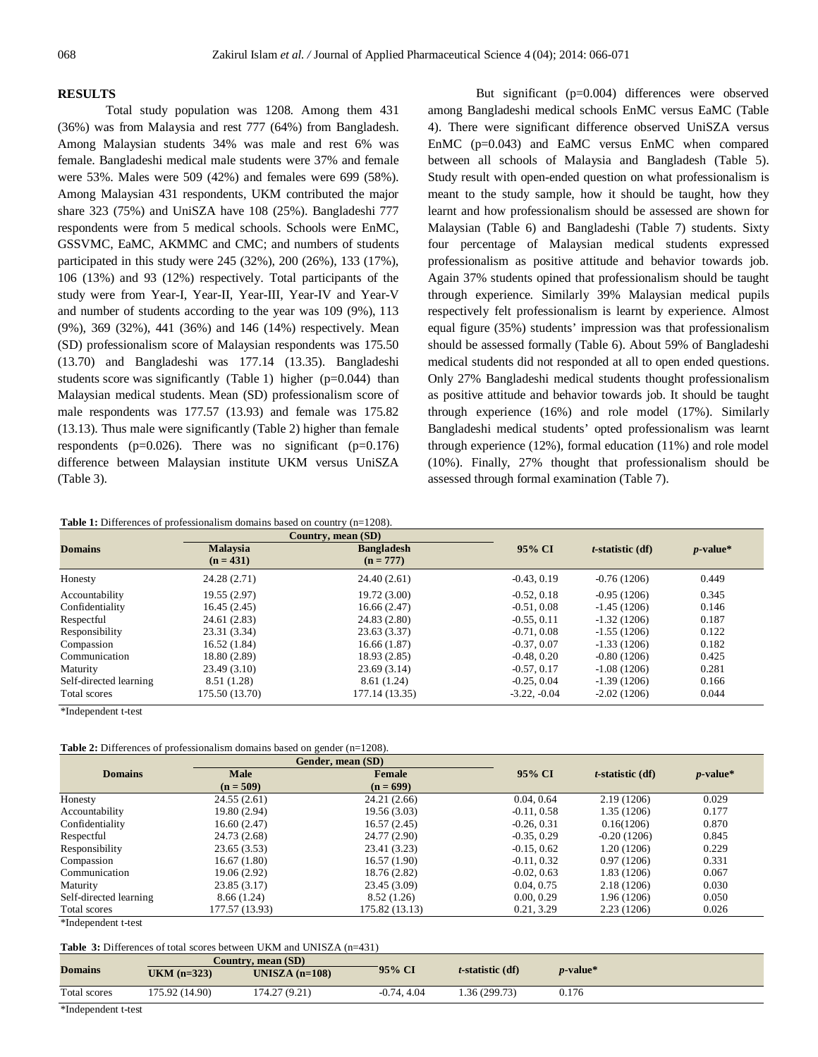## RESULTS

Total study population was 1208. Among them 431 (36%) was from Malaysia and rest 777 (64%) from Bangladesh. Among Malaysian students 34% was male and rest 6% was female. Bangladeshi medical male students were 37% and female were 53%. Males were 509 (42%) and females were 699 (58%). Among Malaysian 431 respondents, UKM contributed the major share 323 (75%) and UniSZA have 108 (25%). Bangladeshi 777 respondents were from 5 medical schools. Schools were EnMC, GSSVMC, EaMC, AKMMC and CMC; and numbers of students participated in this study were 245 (32%), 200 (26%), 133 (17%), 106 (13%) and 93 (12%) respectively. Total participants of the study were from Year-I, Year-II, Year-III, Year-IV and Year-V and number of students according to the year was 109 (9%), 113 (9%), 369 (32%), 441 (36%) and 146 (14%) respectively. Mean (SD) professionalism score of Malaysian respondents was 175.50 (13.70) and Bangladeshi was 177.14 (13.35). Bangladeshi students score was significantly (Table 1) higher (p=0.044) than Malaysian medical students. Mean (SD) professionalism score of male respondents was 177.57 (13.93) and female was 175.82 (13.13). Thus male were significantly (Table 2) higher than female respondents (p=0.026). There was no significant (p=0.176) difference between Malaysian institute UKM versus UniSZA (Table 3).

But significant (p=0.004) differences were observed among Bangladeshi medical schools EnMC versus EaMC (Table 4). There were significant difference observed UniSZA versus EnMC (p=0.043) and EaMC versus EnMC when compared between all schools of Malaysia and Bangladesh (Table 5). Study result with open-ended question on what professionalism is meant to the study sample, how it should be taught, how they learnt and how professionalism should be assessed are shown for Malaysian (Table 6) and Bangladeshi (Table 7) students. Sixty four percentage of Malaysian medical students expressed professionalism as positive attitude and behavior towards job. Again 37% students opined that professionalism should be taught through experience. Similarly 39% Malaysian medical pupils respectively felt professionalism is learnt by experience. Almost equal figure (35%) students' impression was that professionalism should be assessed formally (Table 6). About 59% of Bangladeshi medical students did not responded at all to open ended questions. Only 27% Bangladeshi medical students thought professionalism as positive attitude and behavior towards job. It should be taught through experience (16%) and role model (17%). Similarly Bangladeshi medical students' opted professionalism was learnt through experience (12%), formal education (11%) and role model (10%). Finally, 27% thought that professionalism should be assessed through formal examination (Table 7).

**Table 1:** Differences of professionalism domains based on country (n=1208).

| Domains | Country, mean (SD) | | 95% CI | *t*-statistic (df) | *p*-value* |
|---|---|---|---|---|---|
| | Malaysia (n = 431) | Bangladesh (n = 777) | | | |
| Honesty | 24.28 (2.71) | 24.40 (2.61) | -0.43, 0.19 | -0.76 (1206) | 0.449 |
| Accountability | 19.55 (2.97) | 19.72 (3.00) | -0.52, 0.18 | -0.95 (1206) | 0.345 |
| Confidentiality | 16.45 (2.45) | 16.66 (2.47) | -0.51, 0.08 | -1.45 (1206) | 0.146 |
| Respectful | 24.61 (2.83) | 24.83 (2.80) | -0.55, 0.11 | -1.32 (1206) | 0.187 |
| Responsibility | 23.31 (3.34) | 23.63 (3.37) | -0.71, 0.08 | -1.55 (1206) | 0.122 |
| Compassion | 16.52 (1.84) | 16.66 (1.87) | -0.37, 0.07 | -1.33 (1206) | 0.182 |
| Communication | 18.80 (2.89) | 18.93 (2.85) | -0.48, 0.20 | -0.80 (1206) | 0.425 |
| Maturity | 23.49 (3.10) | 23.69 (3.14) | -0.57, 0.17 | -1.08 (1206) | 0.281 |
| Self-directed learning | 8.51 (1.28) | 8.61 (1.24) | -0.25, 0.04 | -1.39 (1206) | 0.166 |
| Total scores | 175.50 (13.70) | 177.14 (13.35) | -3.22, -0.04 | -2.02 (1206) | 0.044 |

*Independent t-test

**Table 2:** Differences of professionalism domains based on gender (n=1208).

| Domains | Gender, mean (SD) | | 95% CI | *t*-statistic (df) | *p*-value* |
|---|---|---|---|---|---|
| | Male (n = 509) | Female (n = 699) | | | |
| Honesty | 24.55 (2.61) | 24.21 (2.66) | 0.04, 0.64 | 2.19 (1206) | 0.029 |
| Accountability | 19.80 (2.94) | 19.56 (3.03) | -0.11, 0.58 | 1.35 (1206) | 0.177 |
| Confidentiality | 16.60 (2.47) | 16.57 (2.45) | -0.26, 0.31 | 0.16(1206) | 0.870 |
| Respectful | 24.73 (2.68) | 24.77 (2.90) | -0.35, 0.29 | -0.20 (1206) | 0.845 |
| Responsibility | 23.65 (3.53) | 23.41 (3.23) | -0.15, 0.62 | 1.20 (1206) | 0.229 |
| Compassion | 16.67 (1.80) | 16.57 (1.90) | -0.11, 0.32 | 0.97 (1206) | 0.331 |
| Communication | 19.06 (2.92) | 18.76 (2.82) | -0.02, 0.63 | 1.83 (1206) | 0.067 |
| Maturity | 23.85 (3.17) | 23.45 (3.09) | 0.04, 0.75 | 2.18 (1206) | 0.030 |
| Self-directed learning | 8.66 (1.24) | 8.52 (1.26) | 0.00, 0.29 | 1.96 (1206) | 0.050 |
| Total scores | 177.57 (13.93) | 175.82 (13.13) | 0.21, 3.29 | 2.23 (1206) | 0.026 |

*Independent t-test

**Table 3:** Differences of total scores between UKM and UNISZA (n=431)

| Domains | Country, mean (SD) | | 95% CI | *t*-statistic (df) | *p*-value* |
|---|---|---|---|---|---|
| | UKM (n=323) | UNISZA (n=108) | | | |
| Total scores | 175.92 (14.90) | 174.27 (9.21) | -0.74, 4.04 | 1.36 (299.73) | 0.176 |

*Independent t-test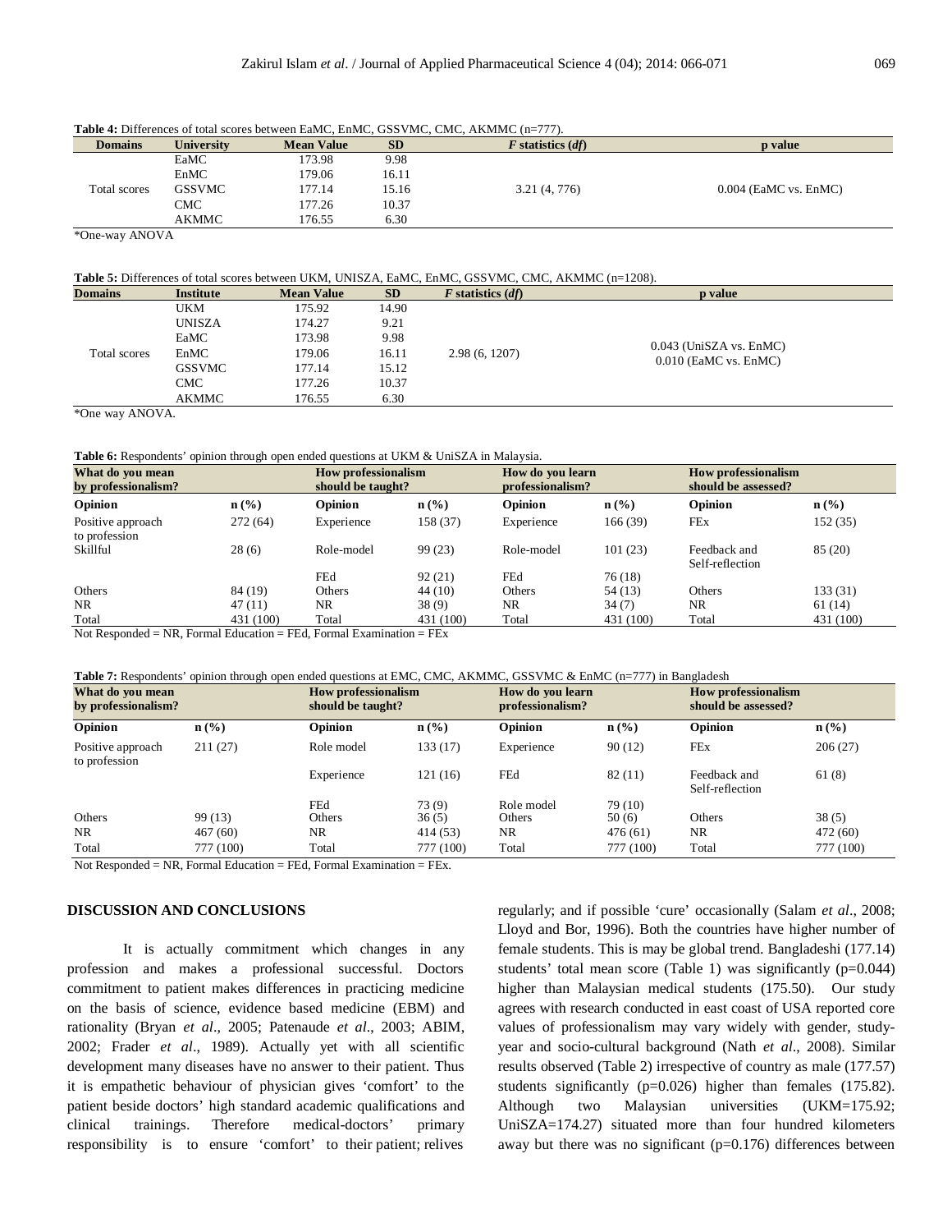**Table 4:** Differences of total scores between EaMC, EnMC, GSSVMC, CMC, AKMMC (n=777).

| Domains | University | Mean Value | SD | *F* statistics (*df*) | p value |
|---|---|---|---|---|---|
| Total scores | EaMC | 173.98 | 9.98 | 3.21 (4, 776) | 0.004 (EaMC vs. EnMC) |
| | EnMC | 179.06 | 16.11 | | |
| | GSSVMC | 177.14 | 15.16 | | |
| | CMC | 177.26 | 10.37 | | |
| | AKMMC | 176.55 | 6.30 | | |

*One-way ANOVA

**Table 5:** Differences of total scores between UKM, UNISZA, EaMC, EnMC, GSSVMC, CMC, AKMMC (n=1208).

| Domains | Institute | Mean Value | SD | *F* statistics (*df*) | p value |
|---|---|---|---|---|---|
| Total scores | UKM | 175.92 | 14.90 | 2.98 (6, 1207) | 0.043 (UniSZA vs. EnMC) 0.010 (EaMC vs. EnMC) |
| | UNISZA | 174.27 | 9.21 | | |
| | EaMC | 173.98 | 9.98 | | |
| | EnMC | 179.06 | 16.11 | | |
| | GSSVMC | 177.14 | 15.12 | | |
| | CMC | 177.26 | 10.37 | | |
| | AKMMC | 176.55 | 6.30 | | |

*One way ANOVA.

**Table 6:** Respondents' opinion through open ended questions at UKM & UniSZA in Malaysia.

| What do you mean by professionalism? | | How professionalism should be taught? | | How do you learn professionalism? | | How professionalism should be assessed? | |
|---|---|---|---|---|---|---|---|
| **Opinion** | **n (%)** | **Opinion** | **n (%)** | **Opinion** | **n (%)** | **Opinion** | **n (%)** |
| Positive approach to profession | 272 (64) | Experience | 158 (37) | Experience | 166 (39) | FEx | 152 (35) |
| Skillful | 28 (6) | Role-model | 99 (23) | Role-model | 101 (23) | Feedback and Self-reflection | 85 (20) |
| | | FEd | 92 (21) | FEd | 76 (18) | | |
| Others | 84 (19) | Others | 44 (10) | Others | 54 (13) | Others | 133 (31) |
| NR | 47 (11) | NR | 38 (9) | NR | 34 (7) | NR | 61 (14) |
| Total | 431 (100) | Total | 431 (100) | Total | 431 (100) | Total | 431 (100) |

Not Responded = NR, Formal Education = FEd, Formal Examination = FEx

**Table 7:** Respondents' opinion through open ended questions at EMC, CMC, AKMMC, GSSVMC & EnMC (n=777) in Bangladesh

| What do you mean by professionalism? | | How professionalism should be taught? | | How do you learn professionalism? | | How professionalism should be assessed? | |
|---|---|---|---|---|---|---|---|
| **Opinion** | **n (%)** | **Opinion** | **n (%)** | **Opinion** | **n (%)** | **Opinion** | **n (%)** |
| Positive approach to profession | 211 (27) | Role model | 133 (17) | Experience | 90 (12) | FEx | 206 (27) |
| | | Experience | 121 (16) | FEd | 82 (11) | Feedback and Self-reflection | 61 (8) |
| | | FEd | 73 (9) | Role model | 79 (10) | | |
| Others | 99 (13) | Others | 36 (5) | Others | 50 (6) | Others | 38 (5) |
| NR | 467 (60) | NR | 414 (53) | NR | 476 (61) | NR | 472 (60) |
| Total | 777 (100) | Total | 777 (100) | Total | 777 (100) | Total | 777 (100) |

Not Responded = NR, Formal Education = FEd, Formal Examination = FEx.

## DISCUSSION AND CONCLUSIONS

It is actually commitment which changes in any profession and makes a professional successful. Doctors commitment to patient makes differences in practicing medicine on the basis of science, evidence based medicine (EBM) and rationality (Bryan *et al*., 2005; Patenaude *et al*., 2003; ABIM, 2002; Frader *et al*., 1989). Actually yet with all scientific development many diseases have no answer to their patient. Thus it is empathetic behaviour of physician gives 'comfort' to the patient beside doctors' high standard academic qualifications and clinical trainings. Therefore medical-doctors' primary responsibility is to ensure 'comfort' to their patient; relives regularly; and if possible 'cure' occasionally (Salam *et al*., 2008; Lloyd and Bor, 1996). Both the countries have higher number of female students. This is may be global trend. Bangladeshi (177.14) students' total mean score (Table 1) was significantly (p=0.044) higher than Malaysian medical students (175.50). Our study agrees with research conducted in east coast of USA reported core values of professionalism may vary widely with gender, study-year and socio-cultural background (Nath *et al*., 2008). Similar results observed (Table 2) irrespective of country as male (177.57) students significantly (p=0.026) higher than females (175.82). Although two Malaysian universities (UKM=175.92; UniSZA=174.27) situated more than four hundred kilometers away but there was no significant (p=0.176) differences between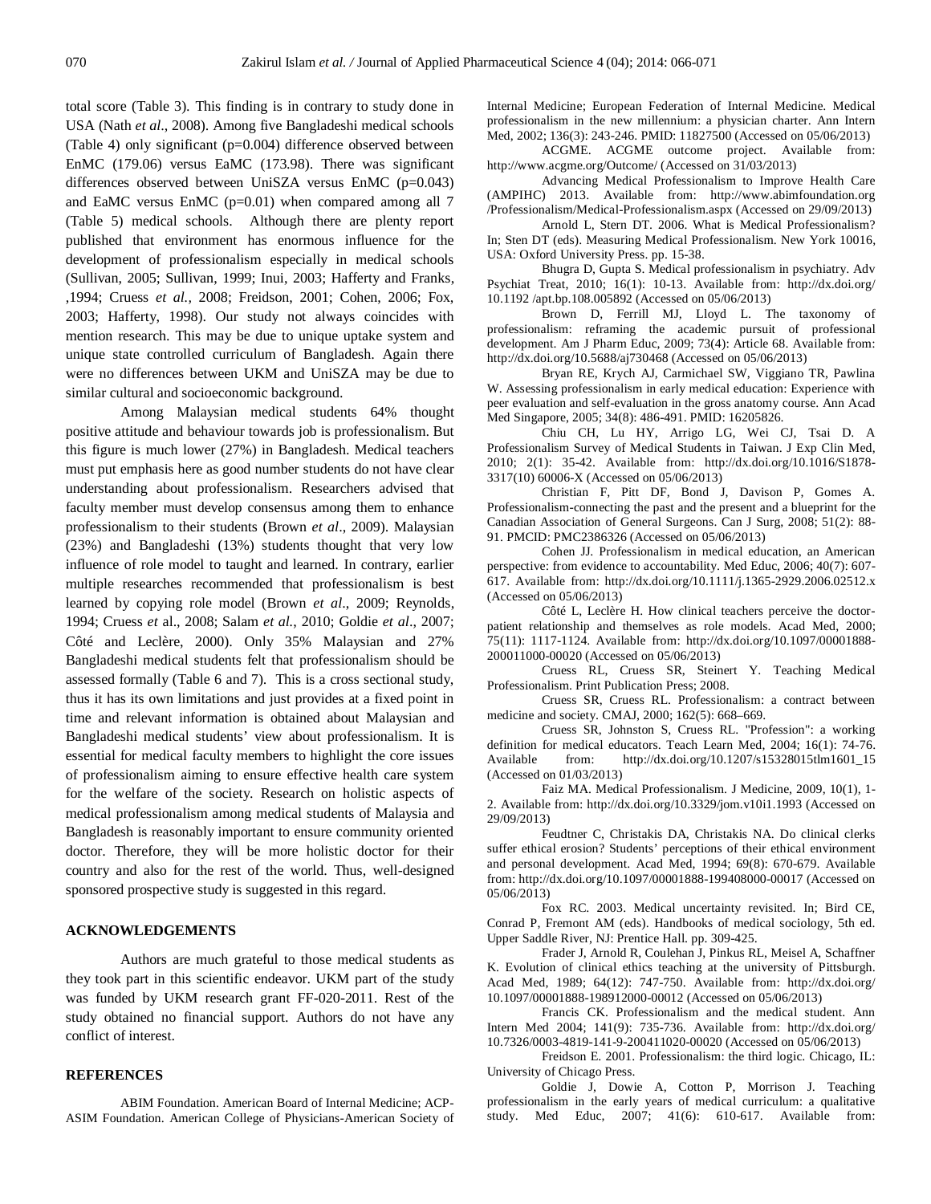total score (Table 3). This finding is in contrary to study done in USA (Nath *et al*., 2008). Among five Bangladeshi medical schools (Table 4) only significant (p=0.004) difference observed between EnMC (179.06) versus EaMC (173.98). There was significant differences observed between UniSZA versus EnMC (p=0.043) and EaMC versus EnMC (p=0.01) when compared among all 7 (Table 5) medical schools. Although there are plenty report published that environment has enormous influence for the development of professionalism especially in medical schools (Sullivan, 2005; Sullivan, 1999; Inui, 2003; Hafferty and Franks, ,1994; Cruess *et al.,* 2008; Freidson, 2001; Cohen, 2006; Fox, 2003; Hafferty, 1998). Our study not always coincides with mention research. This may be due to unique uptake system and unique state controlled curriculum of Bangladesh. Again there were no differences between UKM and UniSZA may be due to similar cultural and socioeconomic background.

Among Malaysian medical students 64% thought positive attitude and behaviour towards job is professionalism. But this figure is much lower (27%) in Bangladesh. Medical teachers must put emphasis here as good number students do not have clear understanding about professionalism. Researchers advised that faculty member must develop consensus among them to enhance professionalism to their students (Brown *et al*., 2009). Malaysian (23%) and Bangladeshi (13%) students thought that very low influence of role model to taught and learned. In contrary, earlier multiple researches recommended that professionalism is best learned by copying role model (Brown *et al*., 2009; Reynolds, 1994; Cruess *et* al., 2008; Salam *et al*., 2010; Goldie *et al*., 2007; Côté and Leclère, 2000). Only 35% Malaysian and 27% Bangladeshi medical students felt that professionalism should be assessed formally (Table 6 and 7). This is a cross sectional study, thus it has its own limitations and just provides at a fixed point in time and relevant information is obtained about Malaysian and Bangladeshi medical students' view about professionalism. It is essential for medical faculty members to highlight the core issues of professionalism aiming to ensure effective health care system for the welfare of the society. Research on holistic aspects of medical professionalism among medical students of Malaysia and Bangladesh is reasonably important to ensure community oriented doctor. Therefore, they will be more holistic doctor for their country and also for the rest of the world. Thus, well-designed sponsored prospective study is suggested in this regard.

## ACKNOWLEDGEMENTS

Authors are much grateful to those medical students as they took part in this scientific endeavor. UKM part of the study was funded by UKM research grant FF-020-2011. Rest of the study obtained no financial support. Authors do not have any conflict of interest.

## REFERENCES

ABIM Foundation. American Board of Internal Medicine; ACP-ASIM Foundation. American College of Physicians-American Society of Internal Medicine; European Federation of Internal Medicine. Medical professionalism in the new millennium: a physician charter. Ann Intern Med, 2002; 136(3): 243-246. PMID: 11827500 (Accessed on 05/06/2013)

ACGME. ACGME outcome project. Available from: http://www.acgme.org/Outcome/ (Accessed on 31/03/2013)

Advancing Medical Professionalism to Improve Health Care (AMPIHC) 2013. Available from: http://www.abimfoundation.org /Professionalism/Medical-Professionalism.aspx (Accessed on 29/09/2013)

Arnold L, Stern DT. 2006. What is Medical Professionalism? In; Sten DT (eds). Measuring Medical Professionalism. New York 10016, USA: Oxford University Press. pp. 15-38.

Bhugra D, Gupta S. Medical professionalism in psychiatry. Adv Psychiat Treat, 2010; 16(1): 10-13. Available from: http://dx.doi.org/ 10.1192 /apt.bp.108.005892 (Accessed on 05/06/2013)

Brown D, Ferrill MJ, Lloyd L. The taxonomy of professionalism: reframing the academic pursuit of professional development. Am J Pharm Educ, 2009; 73(4): Article 68. Available from: http://dx.doi.org/10.5688/aj730468 (Accessed on 05/06/2013)

Bryan RE, Krych AJ, Carmichael SW, Viggiano TR, Pawlina W. Assessing professionalism in early medical education: Experience with peer evaluation and self-evaluation in the gross anatomy course. Ann Acad Med Singapore, 2005; 34(8): 486-491. PMID: 16205826.

Chiu CH, Lu HY, Arrigo LG, Wei CJ, Tsai D. A Professionalism Survey of Medical Students in Taiwan. J Exp Clin Med, 2010; 2(1): 35-42. Available from: http://dx.doi.org/10.1016/S1878-3317(10) 60006-X (Accessed on 05/06/2013)

Christian F, Pitt DF, Bond J, Davison P, Gomes A. Professionalism-connecting the past and the present and a blueprint for the Canadian Association of General Surgeons. Can J Surg, 2008; 51(2): 88-91. PMCID: PMC2386326 (Accessed on 05/06/2013)

Cohen JJ. Professionalism in medical education, an American perspective: from evidence to accountability. Med Educ, 2006; 40(7): 607-617. Available from: http://dx.doi.org/10.1111/j.1365-2929.2006.02512.x (Accessed on 05/06/2013)

Côté L, Leclère H. How clinical teachers perceive the doctor-patient relationship and themselves as role models. Acad Med, 2000; 75(11): 1117-1124. Available from: http://dx.doi.org/10.1097/00001888-200011000-00020 (Accessed on 05/06/2013)

Cruess RL, Cruess SR, Steinert Y. Teaching Medical Professionalism. Print Publication Press; 2008.

Cruess SR, Cruess RL. Professionalism: a contract between medicine and society. CMAJ, 2000; 162(5): 668–669.

Cruess SR, Johnston S, Cruess RL. "Profession": a working definition for medical educators. Teach Learn Med, 2004; 16(1): 74-76. Available from: http://dx.doi.org/10.1207/s15328015tlm1601_15 (Accessed on 01/03/2013)

Faiz MA. Medical Professionalism. J Medicine, 2009, 10(1), 1-2. Available from: http://dx.doi.org/10.3329/jom.v10i1.1993 (Accessed on 29/09/2013)

Feudtner C, Christakis DA, Christakis NA. Do clinical clerks suffer ethical erosion? Students' perceptions of their ethical environment and personal development. Acad Med, 1994; 69(8): 670-679. Available from: http://dx.doi.org/10.1097/00001888-199408000-00017 (Accessed on 05/06/2013)

Fox RC. 2003. Medical uncertainty revisited. In; Bird CE, Conrad P, Fremont AM (eds). Handbooks of medical sociology, 5th ed. Upper Saddle River, NJ: Prentice Hall. pp. 309-425.

Frader J, Arnold R, Coulehan J, Pinkus RL, Meisel A, Schaffner K. Evolution of clinical ethics teaching at the university of Pittsburgh. Acad Med, 1989; 64(12): 747-750. Available from: http://dx.doi.org/ 10.1097/00001888-198912000-00012 (Accessed on 05/06/2013)

Francis CK. Professionalism and the medical student. Ann Intern Med 2004; 141(9): 735-736. Available from: http://dx.doi.org/ 10.7326/0003-4819-141-9-200411020-00020 (Accessed on 05/06/2013)

Freidson E. 2001. Professionalism: the third logic. Chicago, IL: University of Chicago Press.

Goldie J, Dowie A, Cotton P, Morrison J. Teaching professionalism in the early years of medical curriculum: a qualitative study. Med Educ, 2007; 41(6): 610-617. Available from: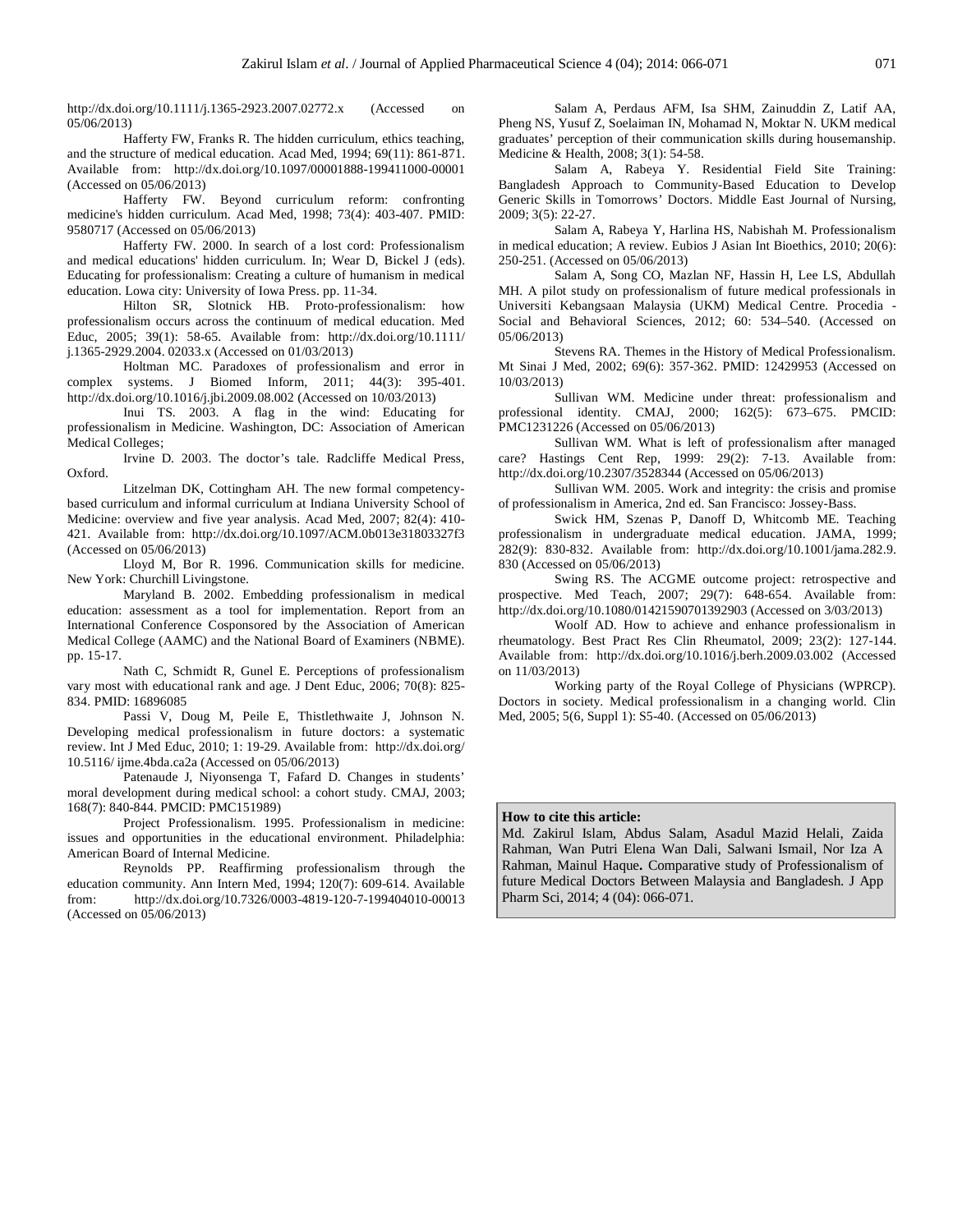http://dx.doi.org/10.1111/j.1365-2923.2007.02772.x (Accessed on 05/06/2013)

Hafferty FW, Franks R. The hidden curriculum, ethics teaching, and the structure of medical education. Acad Med, 1994; 69(11): 861-871. Available from: http://dx.doi.org/10.1097/00001888-199411000-00001 (Accessed on 05/06/2013)

Hafferty FW. Beyond curriculum reform: confronting medicine's hidden curriculum. Acad Med, 1998; 73(4): 403-407. PMID: 9580717 (Accessed on 05/06/2013)

Hafferty FW. 2000. In search of a lost cord: Professionalism and medical educations' hidden curriculum. In; Wear D, Bickel J (eds). Educating for professionalism: Creating a culture of humanism in medical education. Lowa city: University of Iowa Press. pp. 11-34.

Hilton SR, Slotnick HB. Proto-professionalism: how professionalism occurs across the continuum of medical education. Med Educ, 2005; 39(1): 58-65. Available from: http://dx.doi.org/10.1111/ j.1365-2929.2004. 02033.x (Accessed on 01/03/2013)

Holtman MC. Paradoxes of professionalism and error in complex systems. J Biomed Inform, 2011; 44(3): 395-401. http://dx.doi.org/10.1016/j.jbi.2009.08.002 (Accessed on 10/03/2013)

Inui TS. 2003. A flag in the wind: Educating for professionalism in Medicine. Washington, DC: Association of American Medical Colleges;

Irvine D. 2003. The doctor's tale. Radcliffe Medical Press, Oxford.

Litzelman DK, Cottingham AH. The new formal competency-based curriculum and informal curriculum at Indiana University School of Medicine: overview and five year analysis. Acad Med, 2007; 82(4): 410-421. Available from: http://dx.doi.org/10.1097/ACM.0b013e31803327f3 (Accessed on 05/06/2013)

Lloyd M, Bor R. 1996. Communication skills for medicine. New York: Churchill Livingstone.

Maryland B. 2002. Embedding professionalism in medical education: assessment as a tool for implementation. Report from an International Conference Cosponsored by the Association of American Medical College (AAMC) and the National Board of Examiners (NBME). pp. 15-17.

Nath C, Schmidt R, Gunel E. Perceptions of professionalism vary most with educational rank and age. J Dent Educ, 2006; 70(8): 825-834. PMID: 16896085

Passi V, Doug M, Peile E, Thistlethwaite J, Johnson N. Developing medical professionalism in future doctors: a systematic review. Int J Med Educ, 2010; 1: 19-29. Available from: http://dx.doi.org/ 10.5116/ ijme.4bda.ca2a (Accessed on 05/06/2013)

Patenaude J, Niyonsenga T, Fafard D. Changes in students' moral development during medical school: a cohort study. CMAJ, 2003; 168(7): 840-844. PMCID: PMC151989)

Project Professionalism. 1995. Professionalism in medicine: issues and opportunities in the educational environment. Philadelphia: American Board of Internal Medicine.

Reynolds PP. Reaffirming professionalism through the education community. Ann Intern Med, 1994; 120(7): 609-614. Available from: http://dx.doi.org/10.7326/0003-4819-120-7-199404010-00013 (Accessed on 05/06/2013)

Salam A, Perdaus AFM, Isa SHM, Zainuddin Z, Latif AA, Pheng NS, Yusuf Z, Soelaiman IN, Mohamad N, Moktar N. UKM medical graduates' perception of their communication skills during housemanship. Medicine & Health, 2008; 3(1): 54-58.

Salam A, Rabeya Y. Residential Field Site Training: Bangladesh Approach to Community-Based Education to Develop Generic Skills in Tomorrows' Doctors. Middle East Journal of Nursing, 2009; 3(5): 22-27.

Salam A, Rabeya Y, Harlina HS, Nabishah M. Professionalism in medical education; A review. Eubios J Asian Int Bioethics, 2010; 20(6): 250-251. (Accessed on 05/06/2013)

Salam A, Song CO, Mazlan NF, Hassin H, Lee LS, Abdullah MH. A pilot study on professionalism of future medical professionals in Universiti Kebangsaan Malaysia (UKM) Medical Centre. Procedia - Social and Behavioral Sciences, 2012; 60: 534–540. (Accessed on 05/06/2013)

Stevens RA. Themes in the History of Medical Professionalism. Mt Sinai J Med, 2002; 69(6): 357-362. PMID: 12429953 (Accessed on 10/03/2013)

Sullivan WM. Medicine under threat: professionalism and professional identity. CMAJ, 2000; 162(5): 673–675. PMCID: PMC1231226 (Accessed on 05/06/2013)

Sullivan WM. What is left of professionalism after managed care? Hastings Cent Rep, 1999: 29(2): 7-13. Available from: http://dx.doi.org/10.2307/3528344 (Accessed on 05/06/2013)

Sullivan WM. 2005. Work and integrity: the crisis and promise of professionalism in America, 2nd ed. San Francisco: Jossey-Bass.

Swick HM, Szenas P, Danoff D, Whitcomb ME. Teaching professionalism in undergraduate medical education. JAMA, 1999; 282(9): 830-832. Available from: http://dx.doi.org/10.1001/jama.282.9.830 (Accessed on 05/06/2013)

Swing RS. The ACGME outcome project: retrospective and prospective. Med Teach, 2007; 29(7): 648-654. Available from: http://dx.doi.org/10.1080/01421590701392903 (Accessed on 3/03/2013)

Woolf AD. How to achieve and enhance professionalism in rheumatology. Best Pract Res Clin Rheumatol, 2009; 23(2): 127-144. Available from: http://dx.doi.org/10.1016/j.berh.2009.03.002 (Accessed on 11/03/2013)

Working party of the Royal College of Physicians (WPRCP). Doctors in society. Medical professionalism in a changing world. Clin Med, 2005; 5(6, Suppl 1): S5-40. (Accessed on 05/06/2013)

**How to cite this article:**

Md. Zakirul Islam, Abdus Salam, Asadul Mazid Helali, Zaida Rahman, Wan Putri Elena Wan Dali, Salwani Ismail, Nor Iza A Rahman, Mainul Haque**.** Comparative study of Professionalism of future Medical Doctors Between Malaysia and Bangladesh. J App Pharm Sci, 2014; 4 (04): 066-071.